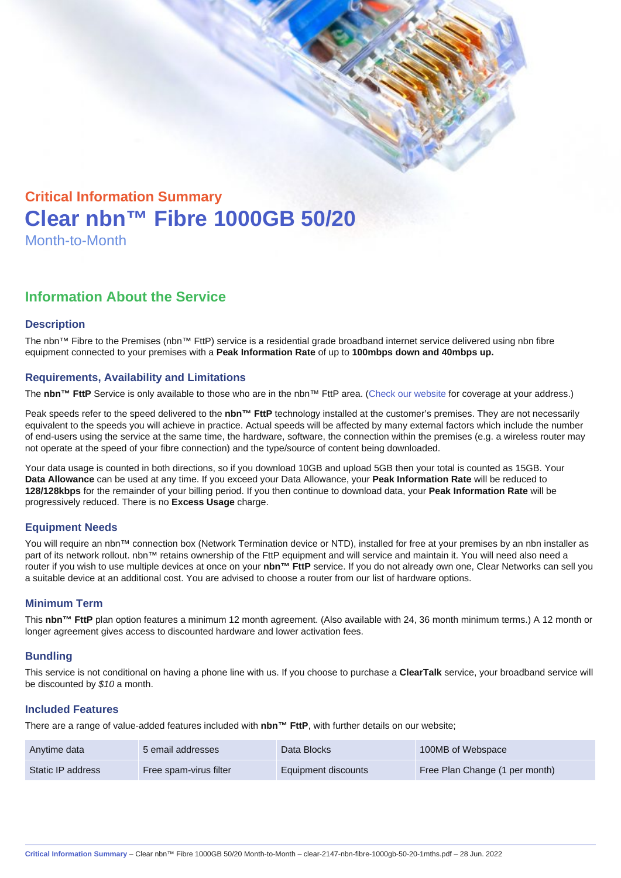## Critical Information Summary

# Clear nbn™ Fibre 1000GB 50/20

Month-to-Month

## Information About the Service

### Description

The nbn™ Fibre to the Premises (nbn™ FttP) service is a residential grade broadband internet service delivered using nbn fibre equipment connected to your premises with a **Peak Information Rate** of up to **100mbps down and 40mbps up.**

### Requirements, Availability and Limitations

The **nbn™ FttP** Service is only available to those who are in the nbn™ FttP area. (Check our website for coverage at your address.)

Peak speeds refer to the speed delivered to the **nbn™ FttP** technology installed at the customer's premises. They are not necessarily equivalent to the speeds you will achieve in practice. Actual speeds will be affected by many external factors which include the number of end-users using the service at the same time, the hardware, software, the connection within the premises (e.g. a wireless router may not operate at the speed of your fibre connection) and the type/source of content being downloaded.

Your data usage is counted in both directions, so if you download 10GB and upload 5GB then your total is counted as 15GB. Your **Data Allowance** can be used at any time. If you exceed your Data Allowance, your **Peak Information Rate** will be reduced to **128/128kbps** for the remainder of your billing period. If you then continue to download data, your **Peak Information Rate** will be progressively reduced. There is no **Excess Usage** charge.

### Equipment Needs

You will require an nbn™ connection box (Network Termination device or NTD), installed for free at your premises by an nbn installer as part of its network rollout. nbn™ retains ownership of the FttP equipment and will service and maintain it. You will need also need a router if you wish to use multiple devices at once on your **nbn™ FttP** service. If you do not already own one, Clear Networks can sell you a suitable device at an additional cost. You are advised to choose a router from our list of hardware options.

### Minimum Term

This **nbn™ FttP** plan option features a minimum 12 month agreement. (Also available with 24, 36 month minimum terms.) A 12 month or longer agreement gives access to discounted hardware and lower activation fees.

### Bundling

This service is not conditional on having a phone line with us. If you choose to purchase a **ClearTalk** service, your broadband service will be discounted by *$10* a month.

### Included Features

There are a range of value-added features included with **nbn™ FttP**, with further details on our website;

| | | | |
|---|---|---|---|
| Anytime data | 5 email addresses | Data Blocks | 100MB of Webspace |
| Static IP address | Free spam-virus filter | Equipment discounts | Free Plan Change (1 per month) |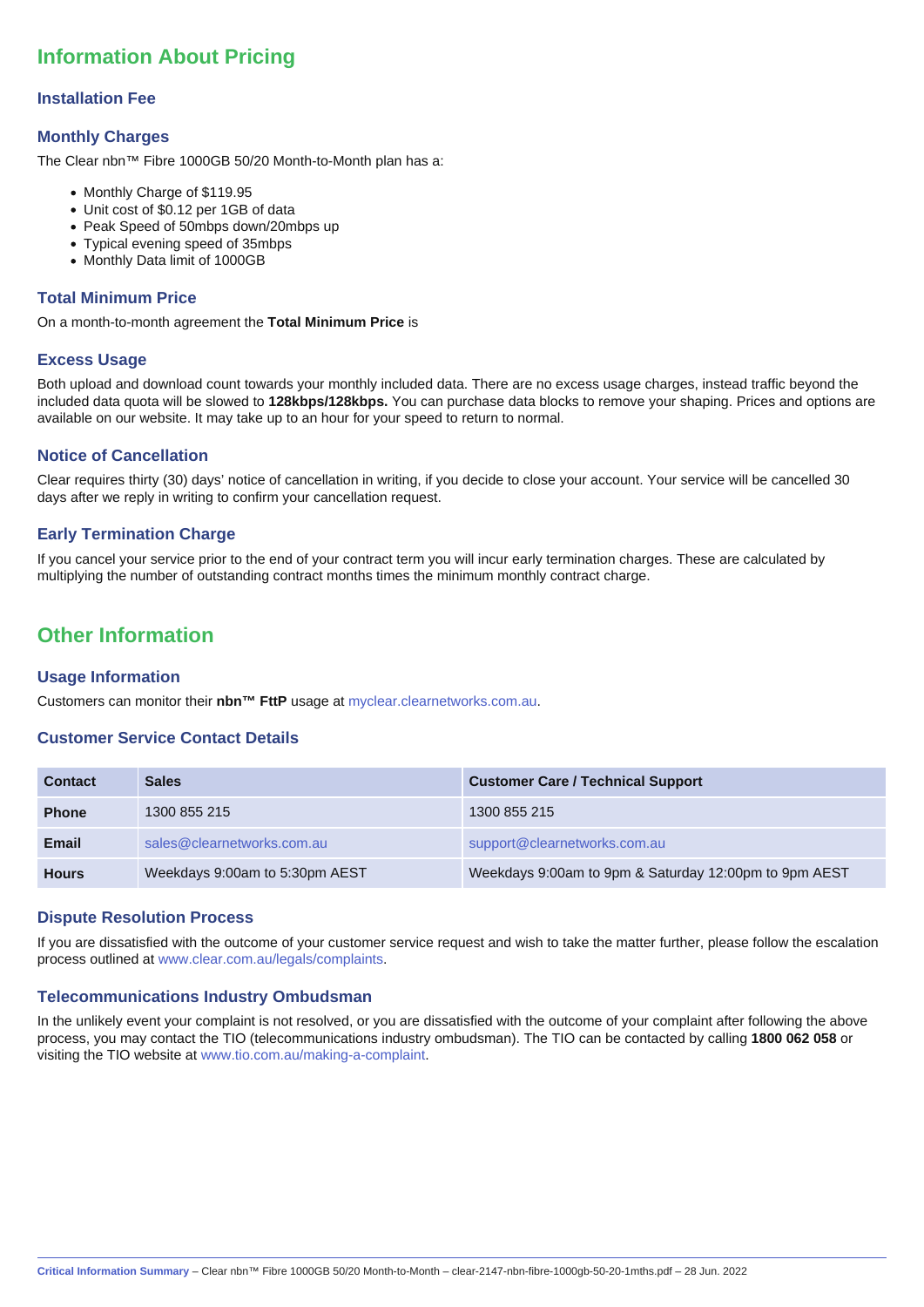# Information About Pricing

## Installation Fee

## Monthly Charges

The Clear nbn™ Fibre 1000GB 50/20 Month-to-Month plan has a:

- Monthly Charge of $119.95
- Unit cost of $0.12 per 1GB of data
- Peak Speed of 50mbps down/20mbps up
- Typical evening speed of 35mbps
- Monthly Data limit of 1000GB

## Total Minimum Price

On a month-to-month agreement the **Total Minimum Price** is

## Excess Usage

Both upload and download count towards your monthly included data. There are no excess usage charges, instead traffic beyond the included data quota will be slowed to **128kbps/128kbps.** You can purchase data blocks to remove your shaping. Prices and options are available on our website. It may take up to an hour for your speed to return to normal.

## Notice of Cancellation

Clear requires thirty (30) days' notice of cancellation in writing, if you decide to close your account. Your service will be cancelled 30 days after we reply in writing to confirm your cancellation request.

## Early Termination Charge

If you cancel your service prior to the end of your contract term you will incur early termination charges. These are calculated by multiplying the number of outstanding contract months times the minimum monthly contract charge.

# Other Information

## Usage Information

Customers can monitor their **nbn™ FttP** usage at myclear.clearnetworks.com.au.

## Customer Service Contact Details

| Contact | Sales | Customer Care / Technical Support |
|---|---|---|
| **Phone** | 1300 855 215 | 1300 855 215 |
| **Email** | sales@clearnetworks.com.au | support@clearnetworks.com.au |
| **Hours** | Weekdays 9:00am to 5:30pm AEST | Weekdays 9:00am to 9pm & Saturday 12:00pm to 9pm AEST |

## Dispute Resolution Process

If you are dissatisfied with the outcome of your customer service request and wish to take the matter further, please follow the escalation process outlined at www.clear.com.au/legals/complaints.

## Telecommunications Industry Ombudsman

In the unlikely event your complaint is not resolved, or you are dissatisfied with the outcome of your complaint after following the above process, you may contact the TIO (telecommunications industry ombudsman). The TIO can be contacted by calling **1800 062 058** or visiting the TIO website at www.tio.com.au/making-a-complaint.